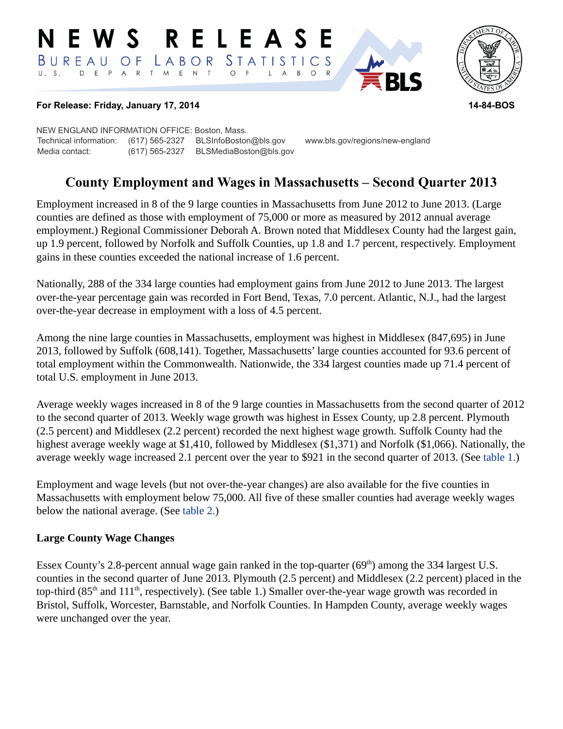# NEWS RELEASE

BUREAU OF LABOR STATISTICS

U. S. DEPARTMENT OF LABOR

**For Release: Friday, January 17, 2014** **14-84-BOS**

NEW ENGLAND INFORMATION OFFICE: Boston, Mass.
Technical information: (617) 565-2327 BLSInfoBoston@bls.gov www.bls.gov/regions/new-england
Media contact: (617) 565-2327 BLSMediaBoston@bls.gov

## County Employment and Wages in Massachusetts – Second Quarter 2013

Employment increased in 8 of the 9 large counties in Massachusetts from June 2012 to June 2013. (Large counties are defined as those with employment of 75,000 or more as measured by 2012 annual average employment.) Regional Commissioner Deborah A. Brown noted that Middlesex County had the largest gain, up 1.9 percent, followed by Norfolk and Suffolk Counties, up 1.8 and 1.7 percent, respectively. Employment gains in these counties exceeded the national increase of 1.6 percent.

Nationally, 288 of the 334 large counties had employment gains from June 2012 to June 2013. The largest over-the-year percentage gain was recorded in Fort Bend, Texas, 7.0 percent. Atlantic, N.J., had the largest over-the-year decrease in employment with a loss of 4.5 percent.

Among the nine large counties in Massachusetts, employment was highest in Middlesex (847,695) in June 2013, followed by Suffolk (608,141). Together, Massachusetts' large counties accounted for 93.6 percent of total employment within the Commonwealth. Nationwide, the 334 largest counties made up 71.4 percent of total U.S. employment in June 2013.

Average weekly wages increased in 8 of the 9 large counties in Massachusetts from the second quarter of 2012 to the second quarter of 2013. Weekly wage growth was highest in Essex County, up 2.8 percent. Plymouth (2.5 percent) and Middlesex (2.2 percent) recorded the next highest wage growth. Suffolk County had the highest average weekly wage at $1,410, followed by Middlesex ($1,371) and Norfolk ($1,066). Nationally, the average weekly wage increased 2.1 percent over the year to $921 in the second quarter of 2013. (See table 1.)

Employment and wage levels (but not over-the-year changes) are also available for the five counties in Massachusetts with employment below 75,000. All five of these smaller counties had average weekly wages below the national average. (See table 2.)

### Large County Wage Changes

Essex County's 2.8-percent annual wage gain ranked in the top-quarter (69th) among the 334 largest U.S. counties in the second quarter of June 2013. Plymouth (2.5 percent) and Middlesex (2.2 percent) placed in the top-third (85th and 111th, respectively). (See table 1.) Smaller over-the-year wage growth was recorded in Bristol, Suffolk, Worcester, Barnstable, and Norfolk Counties. In Hampden County, average weekly wages were unchanged over the year.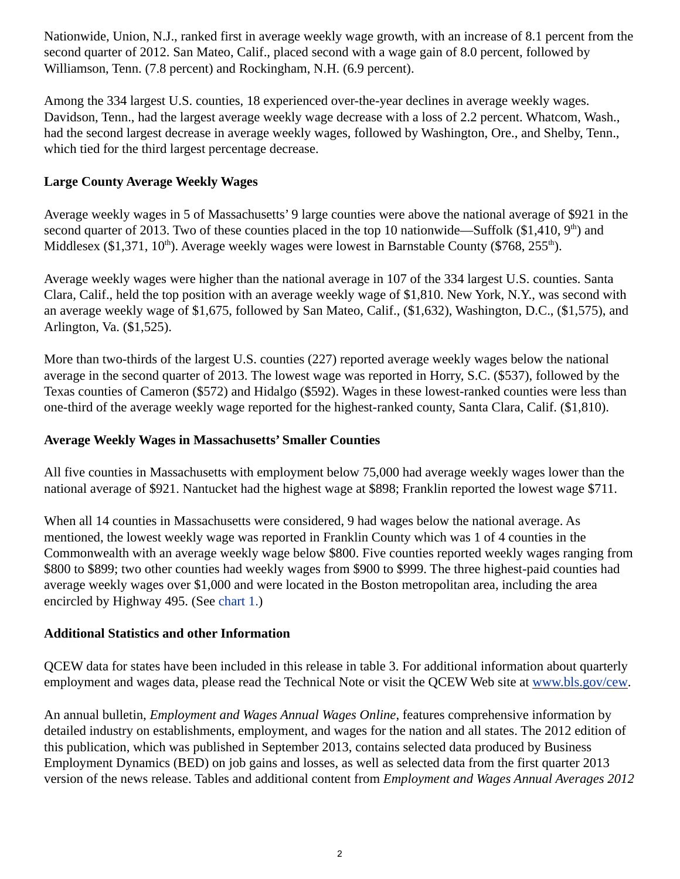Nationwide, Union, N.J., ranked first in average weekly wage growth, with an increase of 8.1 percent from the second quarter of 2012. San Mateo, Calif., placed second with a wage gain of 8.0 percent, followed by Williamson, Tenn. (7.8 percent) and Rockingham, N.H. (6.9 percent).

Among the 334 largest U.S. counties, 18 experienced over-the-year declines in average weekly wages. Davidson, Tenn., had the largest average weekly wage decrease with a loss of 2.2 percent. Whatcom, Wash., had the second largest decrease in average weekly wages, followed by Washington, Ore., and Shelby, Tenn., which tied for the third largest percentage decrease.

**Large County Average Weekly Wages**

Average weekly wages in 5 of Massachusetts' 9 large counties were above the national average of $921 in the second quarter of 2013. Two of these counties placed in the top 10 nationwide—Suffolk ($1,410, 9th) and Middlesex ($1,371, 10th). Average weekly wages were lowest in Barnstable County ($768, 255th).

Average weekly wages were higher than the national average in 107 of the 334 largest U.S. counties. Santa Clara, Calif., held the top position with an average weekly wage of $1,810. New York, N.Y., was second with an average weekly wage of $1,675, followed by San Mateo, Calif., ($1,632), Washington, D.C., ($1,575), and Arlington, Va. ($1,525).

More than two-thirds of the largest U.S. counties (227) reported average weekly wages below the national average in the second quarter of 2013. The lowest wage was reported in Horry, S.C. ($537), followed by the Texas counties of Cameron ($572) and Hidalgo ($592). Wages in these lowest-ranked counties were less than one-third of the average weekly wage reported for the highest-ranked county, Santa Clara, Calif. ($1,810).

**Average Weekly Wages in Massachusetts' Smaller Counties**

All five counties in Massachusetts with employment below 75,000 had average weekly wages lower than the national average of $921. Nantucket had the highest wage at $898; Franklin reported the lowest wage $711.

When all 14 counties in Massachusetts were considered, 9 had wages below the national average. As mentioned, the lowest weekly wage was reported in Franklin County which was 1 of 4 counties in the Commonwealth with an average weekly wage below $800. Five counties reported weekly wages ranging from $800 to $899; two other counties had weekly wages from $900 to $999. The three highest-paid counties had average weekly wages over $1,000 and were located in the Boston metropolitan area, including the area encircled by Highway 495. (See chart 1.)

**Additional Statistics and other Information**

QCEW data for states have been included in this release in table 3. For additional information about quarterly employment and wages data, please read the Technical Note or visit the QCEW Web site at www.bls.gov/cew.

An annual bulletin, *Employment and Wages Annual Wages Online*, features comprehensive information by detailed industry on establishments, employment, and wages for the nation and all states. The 2012 edition of this publication, which was published in September 2013, contains selected data produced by Business Employment Dynamics (BED) on job gains and losses, as well as selected data from the first quarter 2013 version of the news release. Tables and additional content from *Employment and Wages Annual Averages 2012*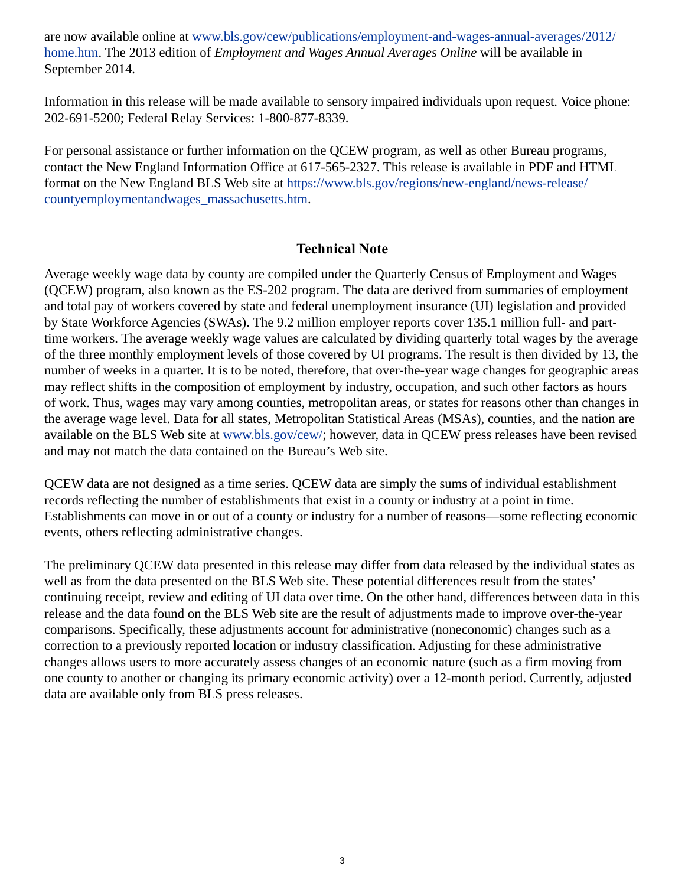are now available online at www.bls.gov/cew/publications/employment-and-wages-annual-averages/2012/home.htm. The 2013 edition of *Employment and Wages Annual Averages Online* will be available in September 2014.

Information in this release will be made available to sensory impaired individuals upon request. Voice phone: 202-691-5200; Federal Relay Services: 1-800-877-8339.

For personal assistance or further information on the QCEW program, as well as other Bureau programs, contact the New England Information Office at 617-565-2327. This release is available in PDF and HTML format on the New England BLS Web site at https://www.bls.gov/regions/new-england/news-release/countyemploymentandwages_massachusetts.htm.

## Technical Note

Average weekly wage data by county are compiled under the Quarterly Census of Employment and Wages (QCEW) program, also known as the ES-202 program. The data are derived from summaries of employment and total pay of workers covered by state and federal unemployment insurance (UI) legislation and provided by State Workforce Agencies (SWAs). The 9.2 million employer reports cover 135.1 million full- and part-time workers. The average weekly wage values are calculated by dividing quarterly total wages by the average of the three monthly employment levels of those covered by UI programs. The result is then divided by 13, the number of weeks in a quarter. It is to be noted, therefore, that over-the-year wage changes for geographic areas may reflect shifts in the composition of employment by industry, occupation, and such other factors as hours of work. Thus, wages may vary among counties, metropolitan areas, or states for reasons other than changes in the average wage level. Data for all states, Metropolitan Statistical Areas (MSAs), counties, and the nation are available on the BLS Web site at www.bls.gov/cew/; however, data in QCEW press releases have been revised and may not match the data contained on the Bureau's Web site.

QCEW data are not designed as a time series. QCEW data are simply the sums of individual establishment records reflecting the number of establishments that exist in a county or industry at a point in time. Establishments can move in or out of a county or industry for a number of reasons—some reflecting economic events, others reflecting administrative changes.

The preliminary QCEW data presented in this release may differ from data released by the individual states as well as from the data presented on the BLS Web site. These potential differences result from the states' continuing receipt, review and editing of UI data over time. On the other hand, differences between data in this release and the data found on the BLS Web site are the result of adjustments made to improve over-the-year comparisons. Specifically, these adjustments account for administrative (noneconomic) changes such as a correction to a previously reported location or industry classification. Adjusting for these administrative changes allows users to more accurately assess changes of an economic nature (such as a firm moving from one county to another or changing its primary economic activity) over a 12-month period. Currently, adjusted data are available only from BLS press releases.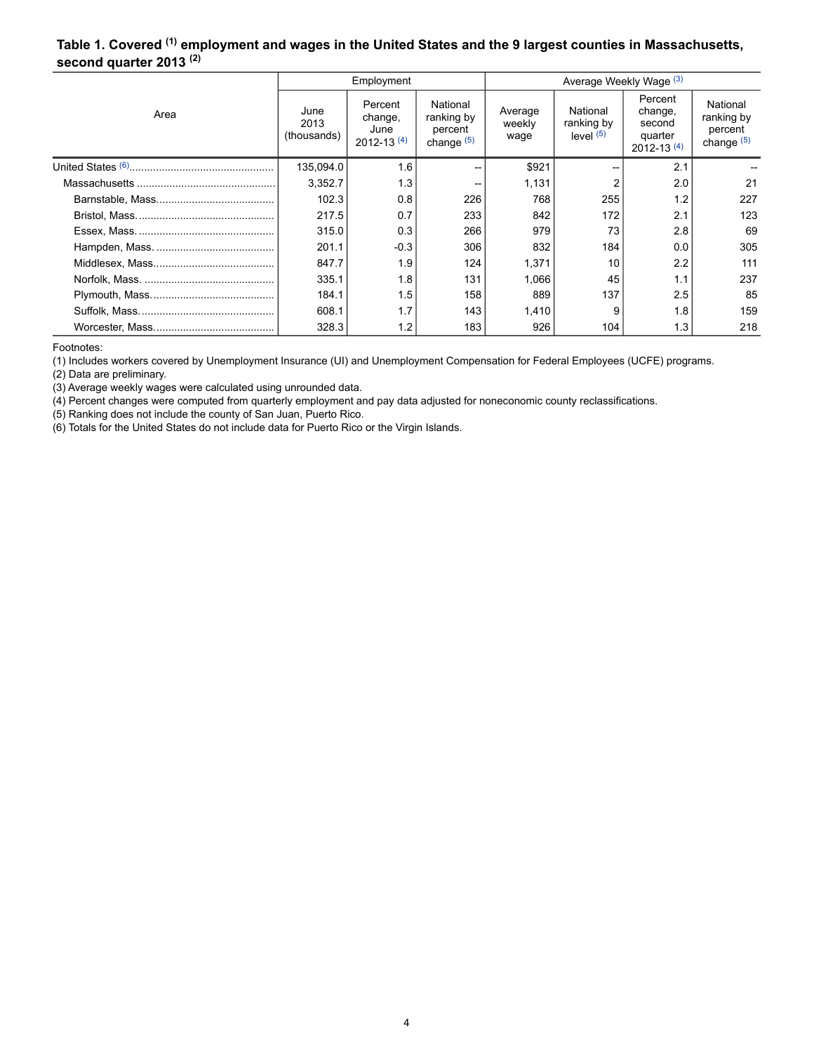**Table 1. Covered [1] employment and wages in the United States and the 9 largest counties in Massachusetts, second quarter 2013 [2]**

| Area | Employment | | | Average Weekly Wage [3] | | | |
|---|---|---|---|---|---|---|---|
| | June 2013 (thousands) | Percent change, June 2012-13 [4] | National ranking by percent change [5] | Average weekly wage | National ranking by level [5] | Percent change, second quarter 2012-13 [4] | National ranking by percent change [5] |
| United States [6] | 135,094.0 | 1.6 | -- | $921 | -- | 2.1 | -- |
| Massachusetts | 3,352.7 | 1.3 | -- | 1,131 | 2 | 2.0 | 21 |
| Barnstable, Mass. | 102.3 | 0.8 | 226 | 768 | 255 | 1.2 | 227 |
| Bristol, Mass. | 217.5 | 0.7 | 233 | 842 | 172 | 2.1 | 123 |
| Essex, Mass. | 315.0 | 0.3 | 266 | 979 | 73 | 2.8 | 69 |
| Hampden, Mass. | 201.1 | -0.3 | 306 | 832 | 184 | 0.0 | 305 |
| Middlesex, Mass. | 847.7 | 1.9 | 124 | 1,371 | 10 | 2.2 | 111 |
| Norfolk, Mass. | 335.1 | 1.8 | 131 | 1,066 | 45 | 1.1 | 237 |
| Plymouth, Mass. | 184.1 | 1.5 | 158 | 889 | 137 | 2.5 | 85 |
| Suffolk, Mass. | 608.1 | 1.7 | 143 | 1,410 | 9 | 1.8 | 159 |
| Worcester, Mass. | 328.3 | 1.2 | 183 | 926 | 104 | 1.3 | 218 |

Footnotes:
(1) Includes workers covered by Unemployment Insurance (UI) and Unemployment Compensation for Federal Employees (UCFE) programs.
(2) Data are preliminary.
(3) Average weekly wages were calculated using unrounded data.
(4) Percent changes were computed from quarterly employment and pay data adjusted for noneconomic county reclassifications.
(5) Ranking does not include the county of San Juan, Puerto Rico.
(6) Totals for the United States do not include data for Puerto Rico or the Virgin Islands.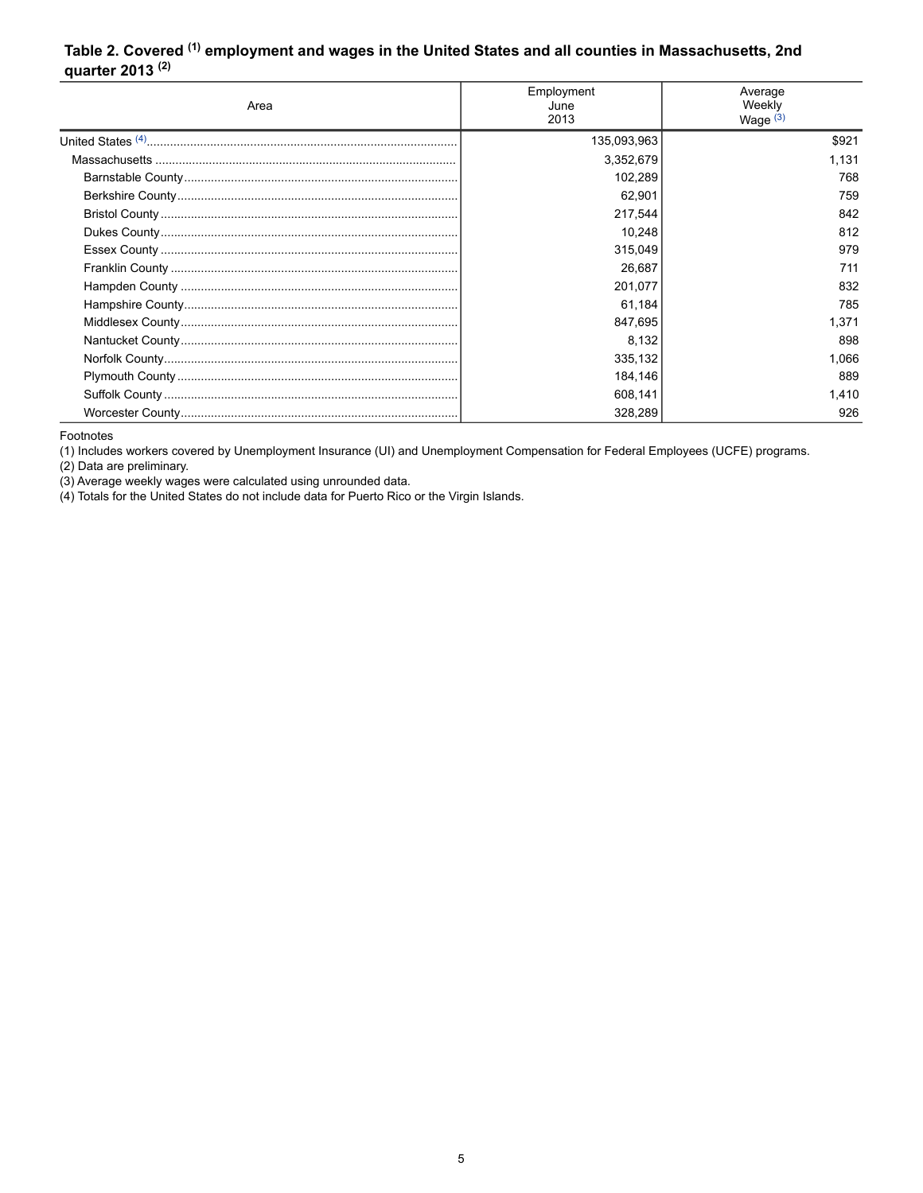## Table 2. Covered [(1)] employment and wages in the United States and all counties in Massachusetts, 2nd quarter 2013 [(2)]

| Area | Employment June 2013 | Average Weekly Wage [(3)] |
|---|---|---|
| United States [(4)] | 135,093,963 | $921 |
| Massachusetts | 3,352,679 | 1,131 |
| Barnstable County | 102,289 | 768 |
| Berkshire County | 62,901 | 759 |
| Bristol County | 217,544 | 842 |
| Dukes County | 10,248 | 812 |
| Essex County | 315,049 | 979 |
| Franklin County | 26,687 | 711 |
| Hampden County | 201,077 | 832 |
| Hampshire County | 61,184 | 785 |
| Middlesex County | 847,695 | 1,371 |
| Nantucket County | 8,132 | 898 |
| Norfolk County | 335,132 | 1,066 |
| Plymouth County | 184,146 | 889 |
| Suffolk County | 608,141 | 1,410 |
| Worcester County | 328,289 | 926 |

Footnotes

(1) Includes workers covered by Unemployment Insurance (UI) and Unemployment Compensation for Federal Employees (UCFE) programs.

(2) Data are preliminary.

(3) Average weekly wages were calculated using unrounded data.

(4) Totals for the United States do not include data for Puerto Rico or the Virgin Islands.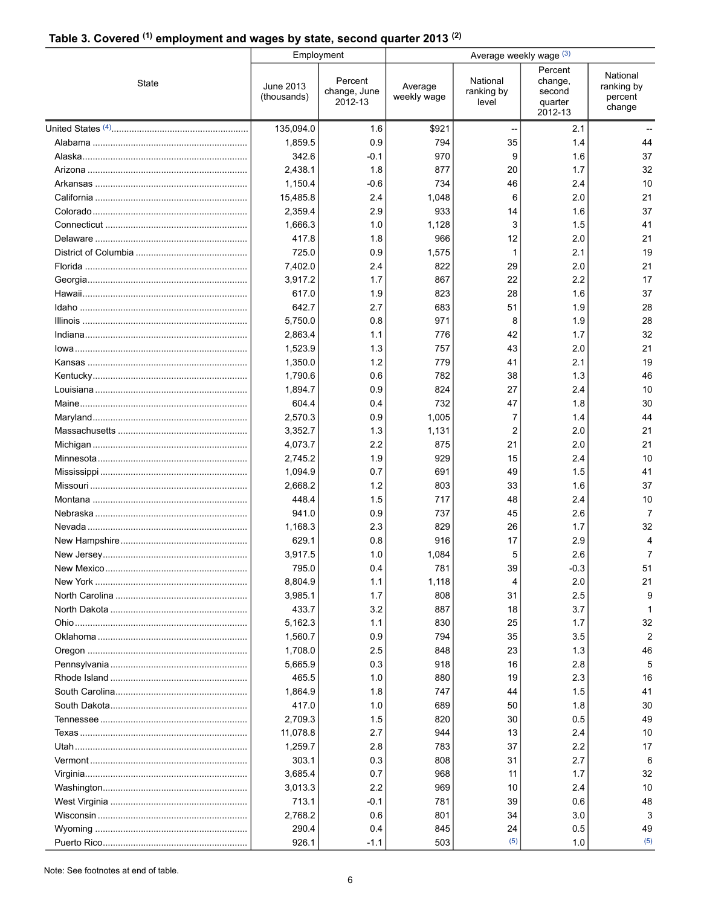### Table 3. Covered [1] employment and wages by state, second quarter 2013 [2]

| State | Employment | | Average weekly wage [3] | | | |
|---|---|---|---|---|---|---|
| | June 2013 (thousands) | Percent change, June 2012-13 | Average weekly wage | National ranking by level | Percent change, second quarter 2012-13 | National ranking by percent change |
| United States [4] | 135,094.0 | 1.6 | $921 | -- | 2.1 | -- |
| Alabama | 1,859.5 | 0.9 | 794 | 35 | 1.4 | 44 |
| Alaska | 342.6 | -0.1 | 970 | 9 | 1.6 | 37 |
| Arizona | 2,438.1 | 1.8 | 877 | 20 | 1.7 | 32 |
| Arkansas | 1,150.4 | -0.6 | 734 | 46 | 2.4 | 10 |
| California | 15,485.8 | 2.4 | 1,048 | 6 | 2.0 | 21 |
| Colorado | 2,359.4 | 2.9 | 933 | 14 | 1.6 | 37 |
| Connecticut | 1,666.3 | 1.0 | 1,128 | 3 | 1.5 | 41 |
| Delaware | 417.8 | 1.8 | 966 | 12 | 2.0 | 21 |
| District of Columbia | 725.0 | 0.9 | 1,575 | 1 | 2.1 | 19 |
| Florida | 7,402.0 | 2.4 | 822 | 29 | 2.0 | 21 |
| Georgia | 3,917.2 | 1.7 | 867 | 22 | 2.2 | 17 |
| Hawaii | 617.0 | 1.9 | 823 | 28 | 1.6 | 37 |
| Idaho | 642.7 | 2.7 | 683 | 51 | 1.9 | 28 |
| Illinois | 5,750.0 | 0.8 | 971 | 8 | 1.9 | 28 |
| Indiana | 2,863.4 | 1.1 | 776 | 42 | 1.7 | 32 |
| Iowa | 1,523.9 | 1.3 | 757 | 43 | 2.0 | 21 |
| Kansas | 1,350.0 | 1.2 | 779 | 41 | 2.1 | 19 |
| Kentucky | 1,790.6 | 0.6 | 782 | 38 | 1.3 | 46 |
| Louisiana | 1,894.7 | 0.9 | 824 | 27 | 2.4 | 10 |
| Maine | 604.4 | 0.4 | 732 | 47 | 1.8 | 30 |
| Maryland | 2,570.3 | 0.9 | 1,005 | 7 | 1.4 | 44 |
| Massachusetts | 3,352.7 | 1.3 | 1,131 | 2 | 2.0 | 21 |
| Michigan | 4,073.7 | 2.2 | 875 | 21 | 2.0 | 21 |
| Minnesota | 2,745.2 | 1.9 | 929 | 15 | 2.4 | 10 |
| Mississippi | 1,094.9 | 0.7 | 691 | 49 | 1.5 | 41 |
| Missouri | 2,668.2 | 1.2 | 803 | 33 | 1.6 | 37 |
| Montana | 448.4 | 1.5 | 717 | 48 | 2.4 | 10 |
| Nebraska | 941.0 | 0.9 | 737 | 45 | 2.6 | 7 |
| Nevada | 1,168.3 | 2.3 | 829 | 26 | 1.7 | 32 |
| New Hampshire | 629.1 | 0.8 | 916 | 17 | 2.9 | 4 |
| New Jersey | 3,917.5 | 1.0 | 1,084 | 5 | 2.6 | 7 |
| New Mexico | 795.0 | 0.4 | 781 | 39 | -0.3 | 51 |
| New York | 8,804.9 | 1.1 | 1,118 | 4 | 2.0 | 21 |
| North Carolina | 3,985.1 | 1.7 | 808 | 31 | 2.5 | 9 |
| North Dakota | 433.7 | 3.2 | 887 | 18 | 3.7 | 1 |
| Ohio | 5,162.3 | 1.1 | 830 | 25 | 1.7 | 32 |
| Oklahoma | 1,560.7 | 0.9 | 794 | 35 | 3.5 | 2 |
| Oregon | 1,708.0 | 2.5 | 848 | 23 | 1.3 | 46 |
| Pennsylvania | 5,665.9 | 0.3 | 918 | 16 | 2.8 | 5 |
| Rhode Island | 465.5 | 1.0 | 880 | 19 | 2.3 | 16 |
| South Carolina | 1,864.9 | 1.8 | 747 | 44 | 1.5 | 41 |
| South Dakota | 417.0 | 1.0 | 689 | 50 | 1.8 | 30 |
| Tennessee | 2,709.3 | 1.5 | 820 | 30 | 0.5 | 49 |
| Texas | 11,078.8 | 2.7 | 944 | 13 | 2.4 | 10 |
| Utah | 1,259.7 | 2.8 | 783 | 37 | 2.2 | 17 |
| Vermont | 303.1 | 0.3 | 808 | 31 | 2.7 | 6 |
| Virginia | 3,685.4 | 0.7 | 968 | 11 | 1.7 | 32 |
| Washington | 3,013.3 | 2.2 | 969 | 10 | 2.4 | 10 |
| West Virginia | 713.1 | -0.1 | 781 | 39 | 0.6 | 48 |
| Wisconsin | 2,768.2 | 0.6 | 801 | 34 | 3.0 | 3 |
| Wyoming | 290.4 | 0.4 | 845 | 24 | 0.5 | 49 |
| Puerto Rico | 926.1 | -1.1 | 503 | (5) | 1.0 | (5) |

Note: See footnotes at end of table.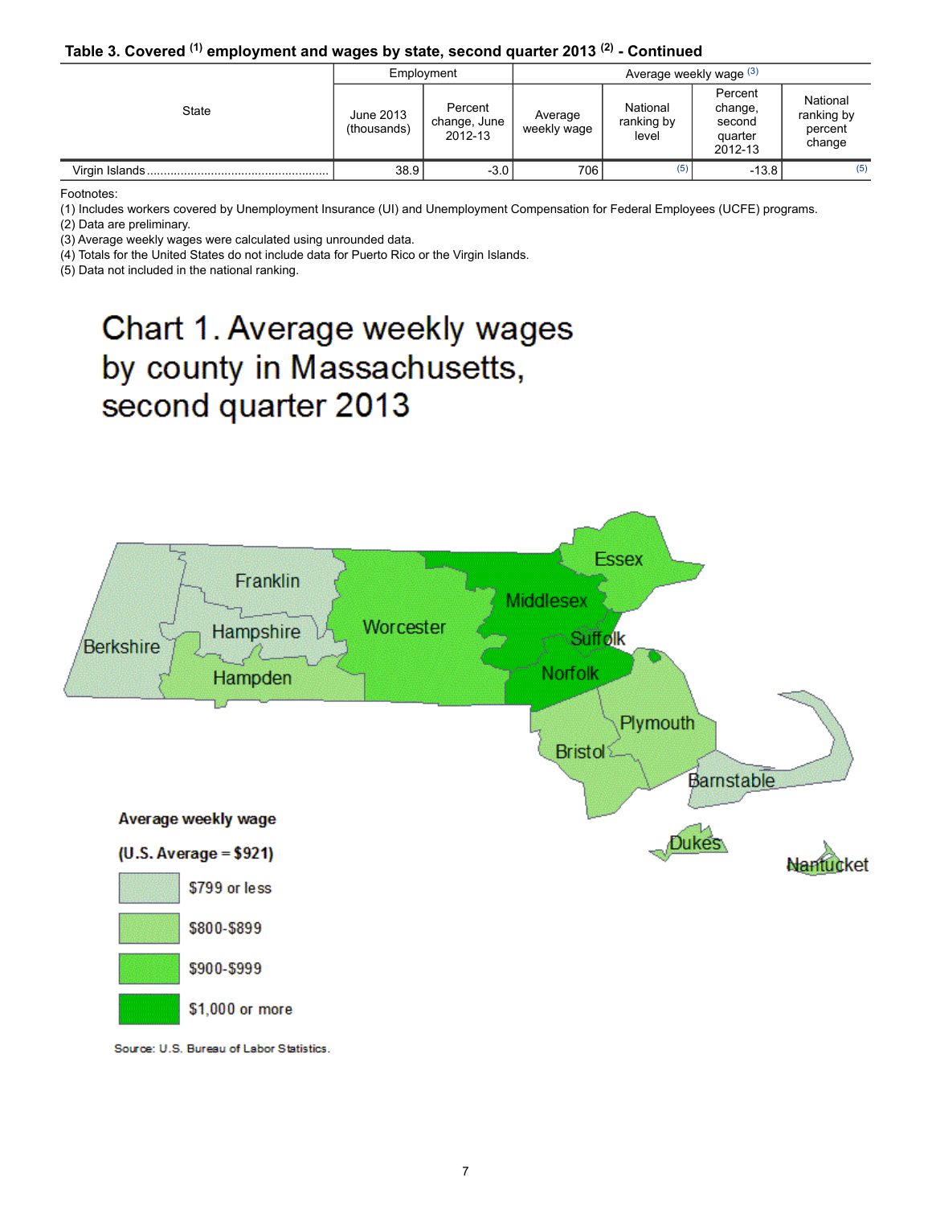**Table 3. Covered [1] employment and wages by state, second quarter 2013 [2] - Continued**

| State | Employment | | Average weekly wage [3] | | | |
|---|---|---|---|---|---|---|
| | June 2013 (thousands) | Percent change, June 2012-13 | Average weekly wage | National ranking by level | Percent change, second quarter 2012-13 | National ranking by percent change |
| Virgin Islands | 38.9 | -3.0 | 706 | (5) | -13.8 | (5) |

Footnotes:
(1) Includes workers covered by Unemployment Insurance (UI) and Unemployment Compensation for Federal Employees (UCFE) programs.
(2) Data are preliminary.
(3) Average weekly wages were calculated using unrounded data.
(4) Totals for the United States do not include data for Puerto Rico or the Virgin Islands.
(5) Data not included in the national ranking.

# Chart 1. Average weekly wages by county in Massachusetts, second quarter 2013

Franklin
Berkshire
Hampshire
Hampden
Worcester
Middlesex
Essex
Suffolk
Norfolk
Plymouth
Bristol
Barnstable
Dukes
Nantucket

**Average weekly wage**

**(U.S. Average = $921)**

$799 or less
$800-$899
$900-$999
$1,000 or more

Source: U.S. Bureau of Labor Statistics.